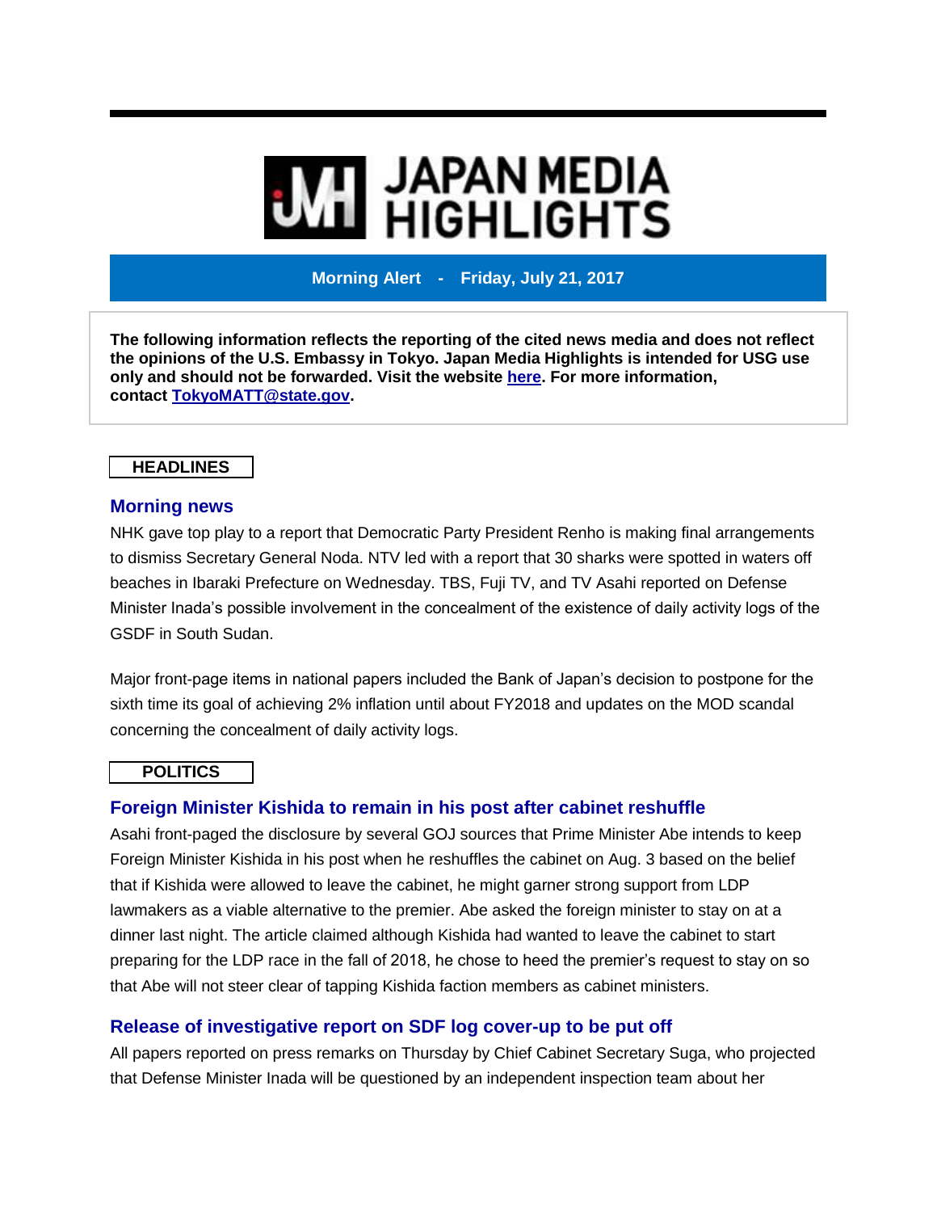# JAPAN MEDIA HIGHLIGHTS

**Morning Alert - Friday, July 21, 2017**

**The following information reflects the reporting of the cited news media and does not reflect the opinions of the U.S. Embassy in Tokyo. Japan Media Highlights is intended for USG use only and should not be forwarded. Visit the website [here](). For more information, contact [TokyoMATT@state.gov]().**

## HEADLINES

### Morning news

NHK gave top play to a report that Democratic Party President Renho is making final arrangements to dismiss Secretary General Noda. NTV led with a report that 30 sharks were spotted in waters off beaches in Ibaraki Prefecture on Wednesday. TBS, Fuji TV, and TV Asahi reported on Defense Minister Inada's possible involvement in the concealment of the existence of daily activity logs of the GSDF in South Sudan.

Major front-page items in national papers included the Bank of Japan's decision to postpone for the sixth time its goal of achieving 2% inflation until about FY2018 and updates on the MOD scandal concerning the concealment of daily activity logs.

## POLITICS

### Foreign Minister Kishida to remain in his post after cabinet reshuffle

Asahi front-paged the disclosure by several GOJ sources that Prime Minister Abe intends to keep Foreign Minister Kishida in his post when he reshuffles the cabinet on Aug. 3 based on the belief that if Kishida were allowed to leave the cabinet, he might garner strong support from LDP lawmakers as a viable alternative to the premier. Abe asked the foreign minister to stay on at a dinner last night. The article claimed although Kishida had wanted to leave the cabinet to start preparing for the LDP race in the fall of 2018, he chose to heed the premier's request to stay on so that Abe will not steer clear of tapping Kishida faction members as cabinet ministers.

### Release of investigative report on SDF log cover-up to be put off

All papers reported on press remarks on Thursday by Chief Cabinet Secretary Suga, who projected that Defense Minister Inada will be questioned by an independent inspection team about her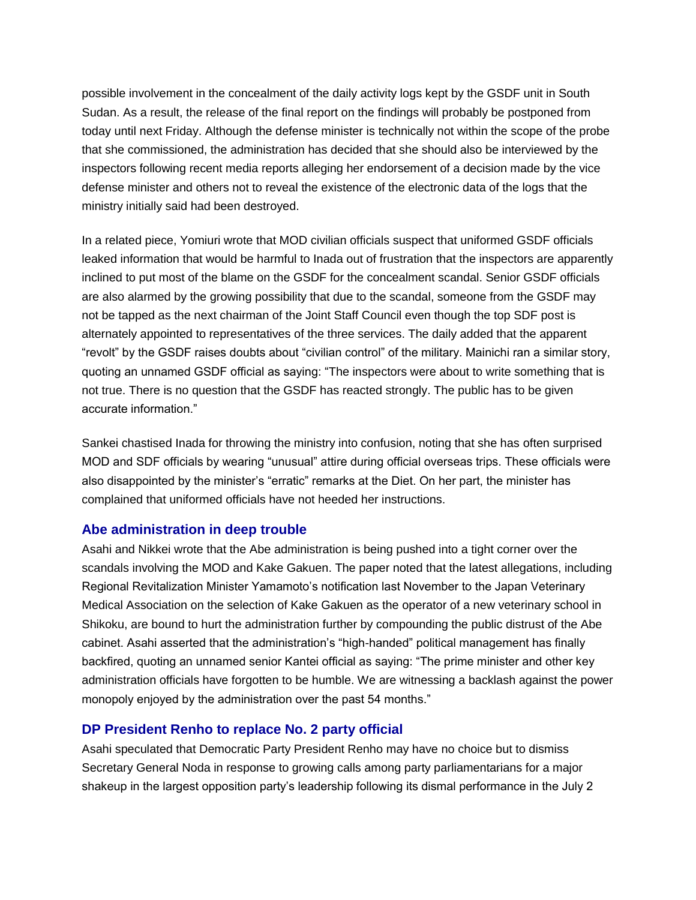possible involvement in the concealment of the daily activity logs kept by the GSDF unit in South Sudan. As a result, the release of the final report on the findings will probably be postponed from today until next Friday. Although the defense minister is technically not within the scope of the probe that she commissioned, the administration has decided that she should also be interviewed by the inspectors following recent media reports alleging her endorsement of a decision made by the vice defense minister and others not to reveal the existence of the electronic data of the logs that the ministry initially said had been destroyed.

In a related piece, Yomiuri wrote that MOD civilian officials suspect that uniformed GSDF officials leaked information that would be harmful to Inada out of frustration that the inspectors are apparently inclined to put most of the blame on the GSDF for the concealment scandal. Senior GSDF officials are also alarmed by the growing possibility that due to the scandal, someone from the GSDF may not be tapped as the next chairman of the Joint Staff Council even though the top SDF post is alternately appointed to representatives of the three services. The daily added that the apparent "revolt" by the GSDF raises doubts about "civilian control" of the military. Mainichi ran a similar story, quoting an unnamed GSDF official as saying: "The inspectors were about to write something that is not true. There is no question that the GSDF has reacted strongly. The public has to be given accurate information."

Sankei chastised Inada for throwing the ministry into confusion, noting that she has often surprised MOD and SDF officials by wearing "unusual" attire during official overseas trips. These officials were also disappointed by the minister's "erratic" remarks at the Diet. On her part, the minister has complained that uniformed officials have not heeded her instructions.

## Abe administration in deep trouble

Asahi and Nikkei wrote that the Abe administration is being pushed into a tight corner over the scandals involving the MOD and Kake Gakuen. The paper noted that the latest allegations, including Regional Revitalization Minister Yamamoto's notification last November to the Japan Veterinary Medical Association on the selection of Kake Gakuen as the operator of a new veterinary school in Shikoku, are bound to hurt the administration further by compounding the public distrust of the Abe cabinet. Asahi asserted that the administration's "high-handed" political management has finally backfired, quoting an unnamed senior Kantei official as saying: "The prime minister and other key administration officials have forgotten to be humble. We are witnessing a backlash against the power monopoly enjoyed by the administration over the past 54 months."

## DP President Renho to replace No. 2 party official

Asahi speculated that Democratic Party President Renho may have no choice but to dismiss Secretary General Noda in response to growing calls among party parliamentarians for a major shakeup in the largest opposition party's leadership following its dismal performance in the July 2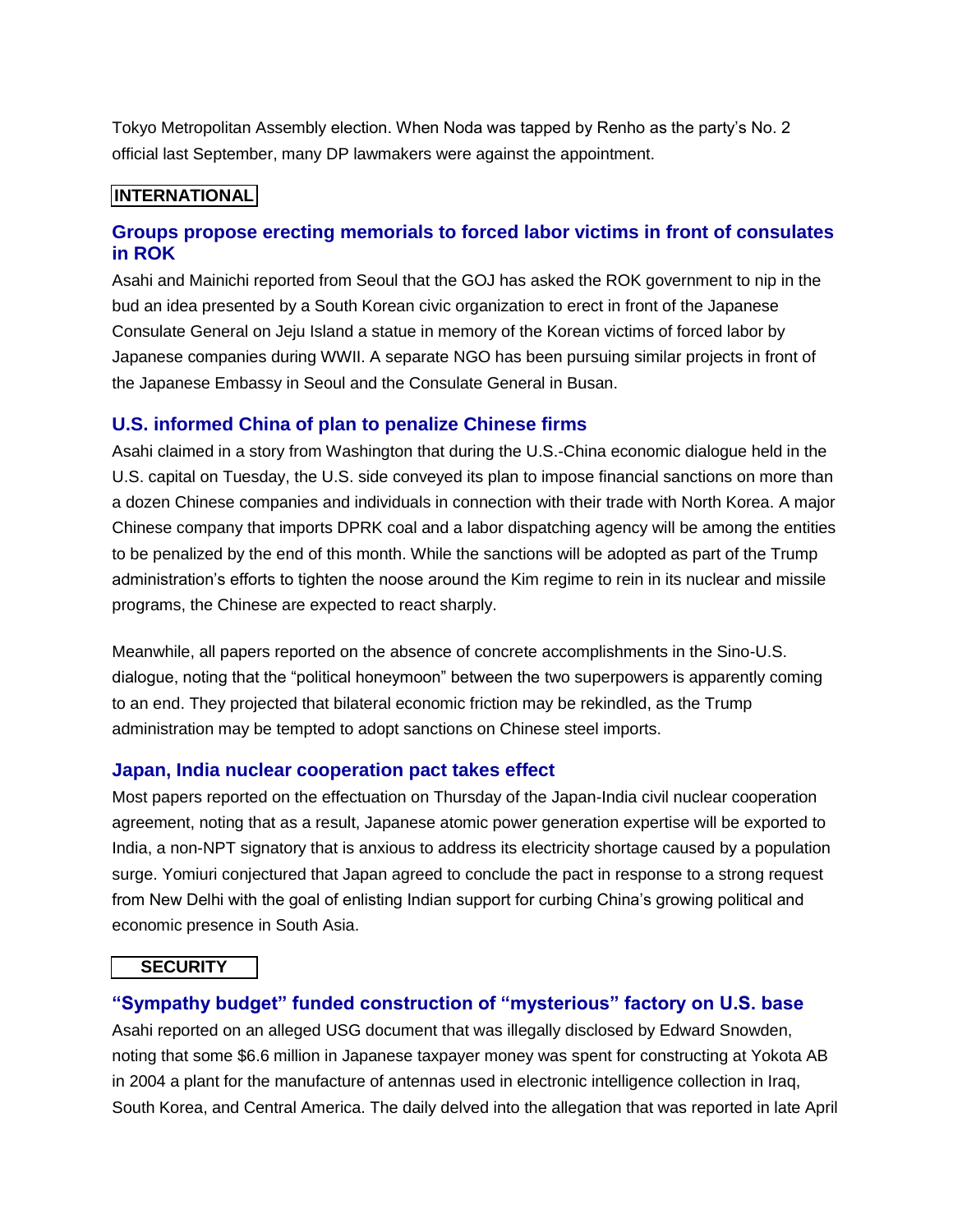Tokyo Metropolitan Assembly election. When Noda was tapped by Renho as the party's No. 2 official last September, many DP lawmakers were against the appointment.

## INTERNATIONAL

### Groups propose erecting memorials to forced labor victims in front of consulates in ROK

Asahi and Mainichi reported from Seoul that the GOJ has asked the ROK government to nip in the bud an idea presented by a South Korean civic organization to erect in front of the Japanese Consulate General on Jeju Island a statue in memory of the Korean victims of forced labor by Japanese companies during WWII. A separate NGO has been pursuing similar projects in front of the Japanese Embassy in Seoul and the Consulate General in Busan.

### U.S. informed China of plan to penalize Chinese firms

Asahi claimed in a story from Washington that during the U.S.-China economic dialogue held in the U.S. capital on Tuesday, the U.S. side conveyed its plan to impose financial sanctions on more than a dozen Chinese companies and individuals in connection with their trade with North Korea. A major Chinese company that imports DPRK coal and a labor dispatching agency will be among the entities to be penalized by the end of this month. While the sanctions will be adopted as part of the Trump administration's efforts to tighten the noose around the Kim regime to rein in its nuclear and missile programs, the Chinese are expected to react sharply.

Meanwhile, all papers reported on the absence of concrete accomplishments in the Sino-U.S. dialogue, noting that the "political honeymoon" between the two superpowers is apparently coming to an end. They projected that bilateral economic friction may be rekindled, as the Trump administration may be tempted to adopt sanctions on Chinese steel imports.

### Japan, India nuclear cooperation pact takes effect

Most papers reported on the effectuation on Thursday of the Japan-India civil nuclear cooperation agreement, noting that as a result, Japanese atomic power generation expertise will be exported to India, a non-NPT signatory that is anxious to address its electricity shortage caused by a population surge. Yomiuri conjectured that Japan agreed to conclude the pact in response to a strong request from New Delhi with the goal of enlisting Indian support for curbing China's growing political and economic presence in South Asia.

## SECURITY

### "Sympathy budget" funded construction of "mysterious" factory on U.S. base

Asahi reported on an alleged USG document that was illegally disclosed by Edward Snowden, noting that some $6.6 million in Japanese taxpayer money was spent for constructing at Yokota AB in 2004 a plant for the manufacture of antennas used in electronic intelligence collection in Iraq, South Korea, and Central America. The daily delved into the allegation that was reported in late April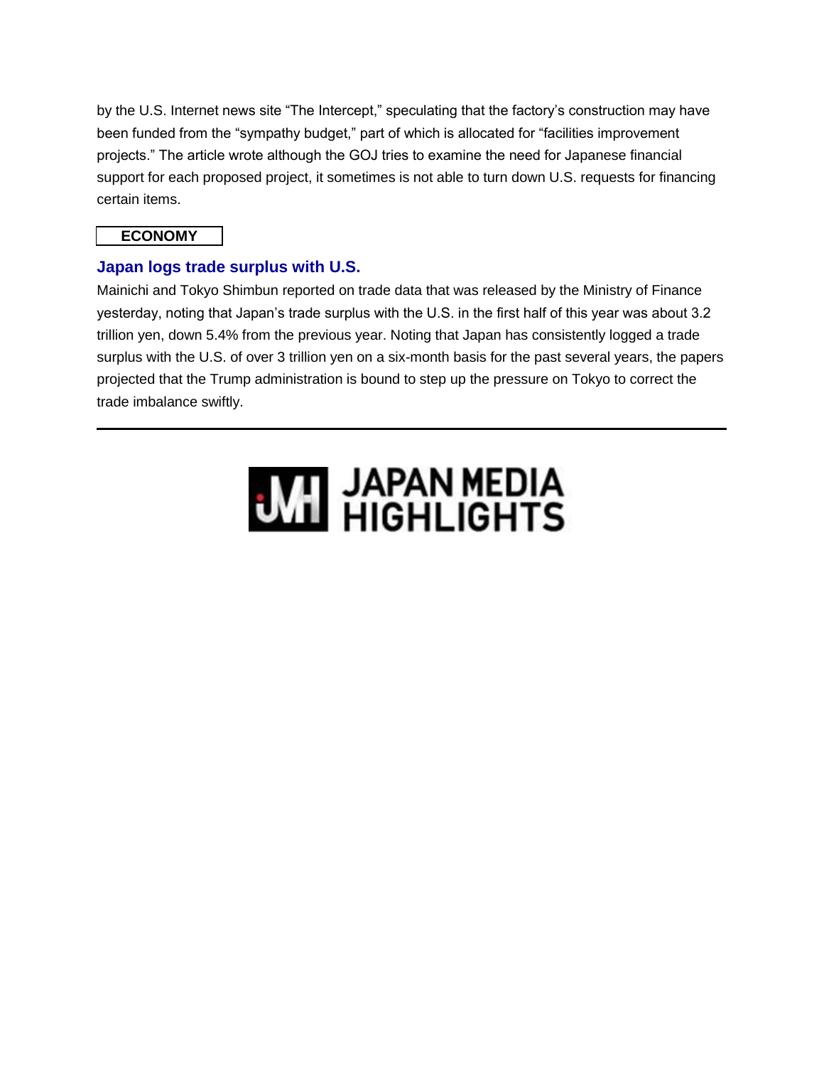by the U.S. Internet news site "The Intercept," speculating that the factory's construction may have been funded from the "sympathy budget," part of which is allocated for "facilities improvement projects." The article wrote although the GOJ tries to examine the need for Japanese financial support for each proposed project, it sometimes is not able to turn down U.S. requests for financing certain items.

## ECONOMY

### Japan logs trade surplus with U.S.

Mainichi and Tokyo Shimbun reported on trade data that was released by the Ministry of Finance yesterday, noting that Japan's trade surplus with the U.S. in the first half of this year was about 3.2 trillion yen, down 5.4% from the previous year. Noting that Japan has consistently logged a trade surplus with the U.S. of over 3 trillion yen on a six-month basis for the past several years, the papers projected that the Trump administration is bound to step up the pressure on Tokyo to correct the trade imbalance swiftly.

---

JMH JAPAN MEDIA HIGHLIGHTS